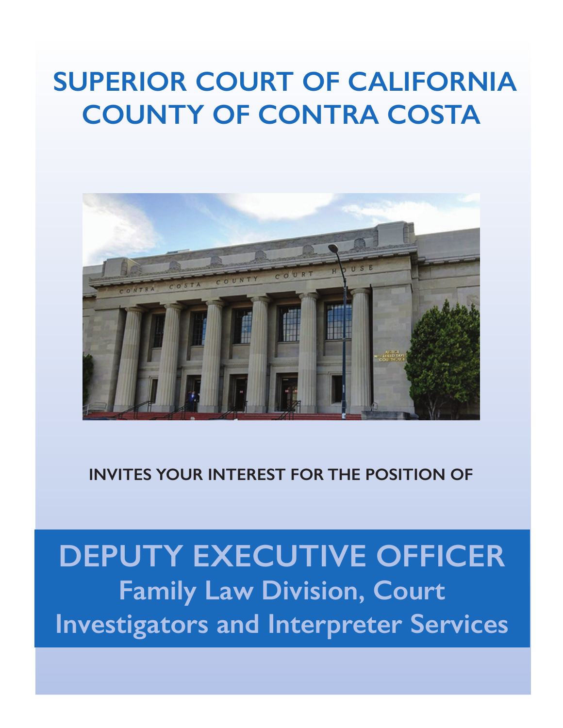# SUPERIOR COURT OF CALIFORNIA COUNTY OF CONTRA COSTA

**INVITES YOUR INTEREST FOR THE POSITION OF**

# DEPUTY EXECUTIVE OFFICER

## Family Law Division, Court Investigators and Interpreter Services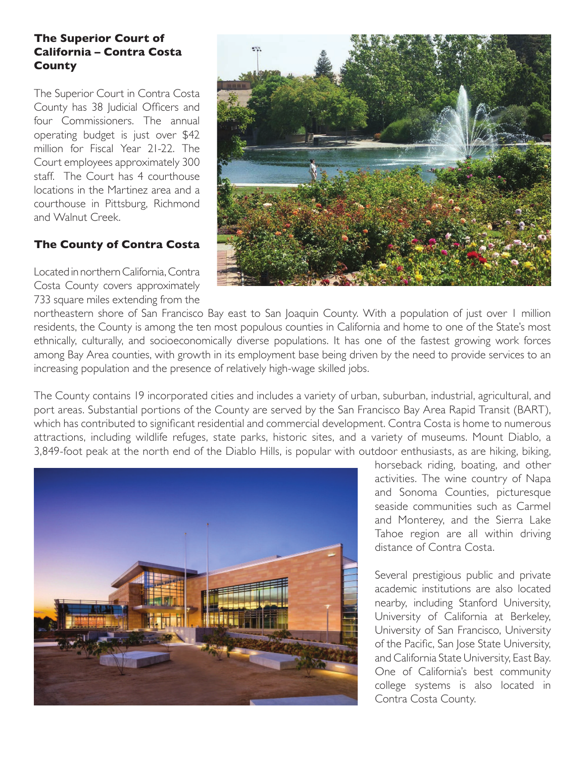## The Superior Court of California – Contra Costa County

The Superior Court in Contra Costa County has 38 Judicial Officers and four Commissioners. The annual operating budget is just over $42 million for Fiscal Year 21-22. The Court employees approximately 300 staff. The Court has 4 courthouse locations in the Martinez area and a courthouse in Pittsburg, Richmond and Walnut Creek.

## The County of Contra Costa

Located in northern California, Contra Costa County covers approximately 733 square miles extending from the northeastern shore of San Francisco Bay east to San Joaquin County. With a population of just over 1 million residents, the County is among the ten most populous counties in California and home to one of the State's most ethnically, culturally, and socioeconomically diverse populations. It has one of the fastest growing work forces among Bay Area counties, with growth in its employment base being driven by the need to provide services to an increasing population and the presence of relatively high-wage skilled jobs.

The County contains 19 incorporated cities and includes a variety of urban, suburban, industrial, agricultural, and port areas. Substantial portions of the County are served by the San Francisco Bay Area Rapid Transit (BART), which has contributed to significant residential and commercial development. Contra Costa is home to numerous attractions, including wildlife refuges, state parks, historic sites, and a variety of museums. Mount Diablo, a 3,849-foot peak at the north end of the Diablo Hills, is popular with outdoor enthusiasts, as are hiking, biking, horseback riding, boating, and other activities. The wine country of Napa and Sonoma Counties, picturesque seaside communities such as Carmel and Monterey, and the Sierra Lake Tahoe region are all within driving distance of Contra Costa.

Several prestigious public and private academic institutions are also located nearby, including Stanford University, University of California at Berkeley, University of San Francisco, University of the Pacific, San Jose State University, and California State University, East Bay. One of California's best community college systems is also located in Contra Costa County.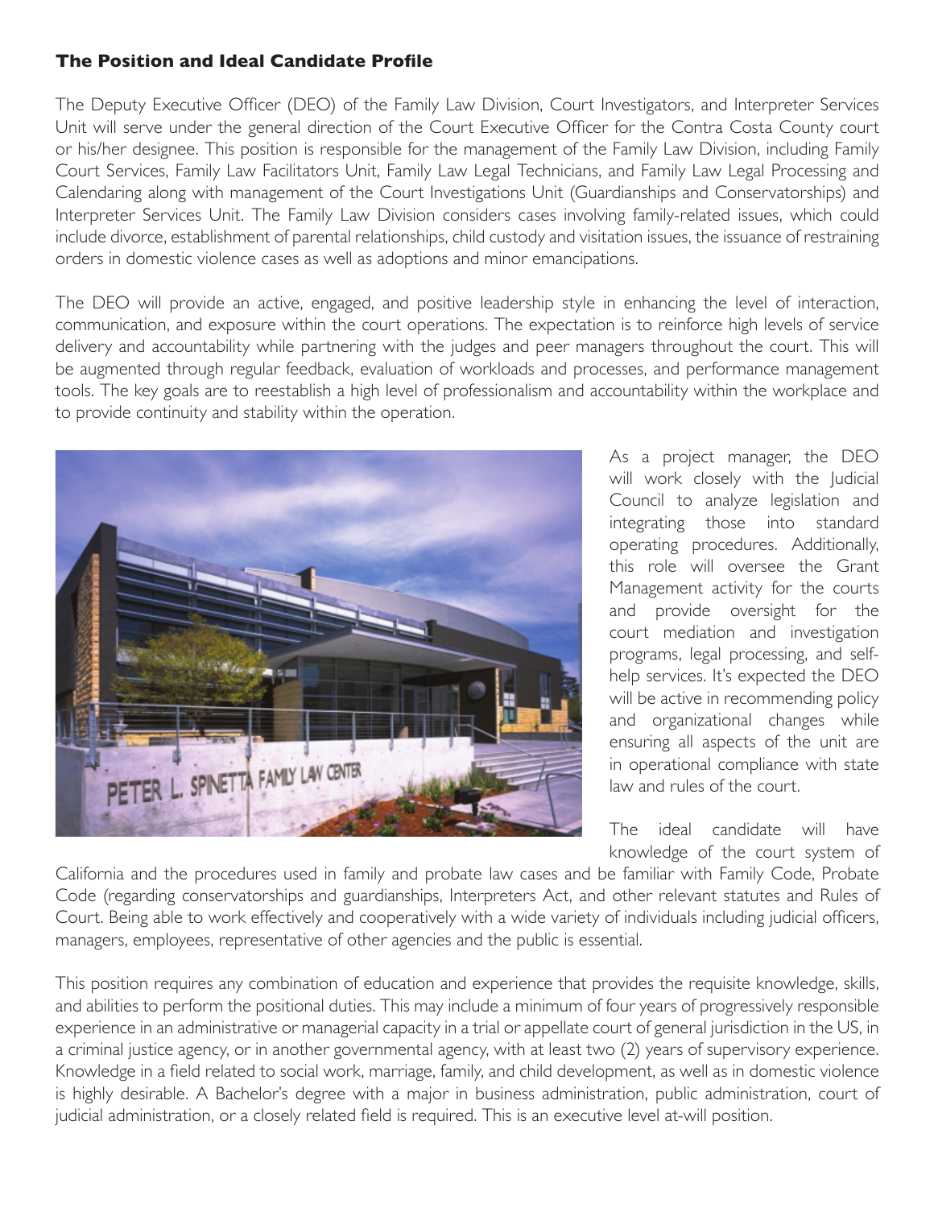## The Position and Ideal Candidate Profile

The Deputy Executive Officer (DEO) of the Family Law Division, Court Investigators, and Interpreter Services Unit will serve under the general direction of the Court Executive Officer for the Contra Costa County court or his/her designee. This position is responsible for the management of the Family Law Division, including Family Court Services, Family Law Facilitators Unit, Family Law Legal Technicians, and Family Law Legal Processing and Calendaring along with management of the Court Investigations Unit (Guardianships and Conservatorships) and Interpreter Services Unit. The Family Law Division considers cases involving family-related issues, which could include divorce, establishment of parental relationships, child custody and visitation issues, the issuance of restraining orders in domestic violence cases as well as adoptions and minor emancipations.

The DEO will provide an active, engaged, and positive leadership style in enhancing the level of interaction, communication, and exposure within the court operations. The expectation is to reinforce high levels of service delivery and accountability while partnering with the judges and peer managers throughout the court. This will be augmented through regular feedback, evaluation of workloads and processes, and performance management tools. The key goals are to reestablish a high level of professionalism and accountability within the workplace and to provide continuity and stability within the operation.

As a project manager, the DEO will work closely with the Judicial Council to analyze legislation and integrating those into standard operating procedures. Additionally, this role will oversee the Grant Management activity for the courts and provide oversight for the court mediation and investigation programs, legal processing, and self-help services. It's expected the DEO will be active in recommending policy and organizational changes while ensuring all aspects of the unit are in operational compliance with state law and rules of the court.

The ideal candidate will have knowledge of the court system of California and the procedures used in family and probate law cases and be familiar with Family Code, Probate Code (regarding conservatorships and guardianships, Interpreters Act, and other relevant statutes and Rules of Court. Being able to work effectively and cooperatively with a wide variety of individuals including judicial officers, managers, employees, representative of other agencies and the public is essential.

This position requires any combination of education and experience that provides the requisite knowledge, skills, and abilities to perform the positional duties. This may include a minimum of four years of progressively responsible experience in an administrative or managerial capacity in a trial or appellate court of general jurisdiction in the US, in a criminal justice agency, or in another governmental agency, with at least two (2) years of supervisory experience. Knowledge in a field related to social work, marriage, family, and child development, as well as in domestic violence is highly desirable. A Bachelor's degree with a major in business administration, public administration, court of judicial administration, or a closely related field is required. This is an executive level at-will position.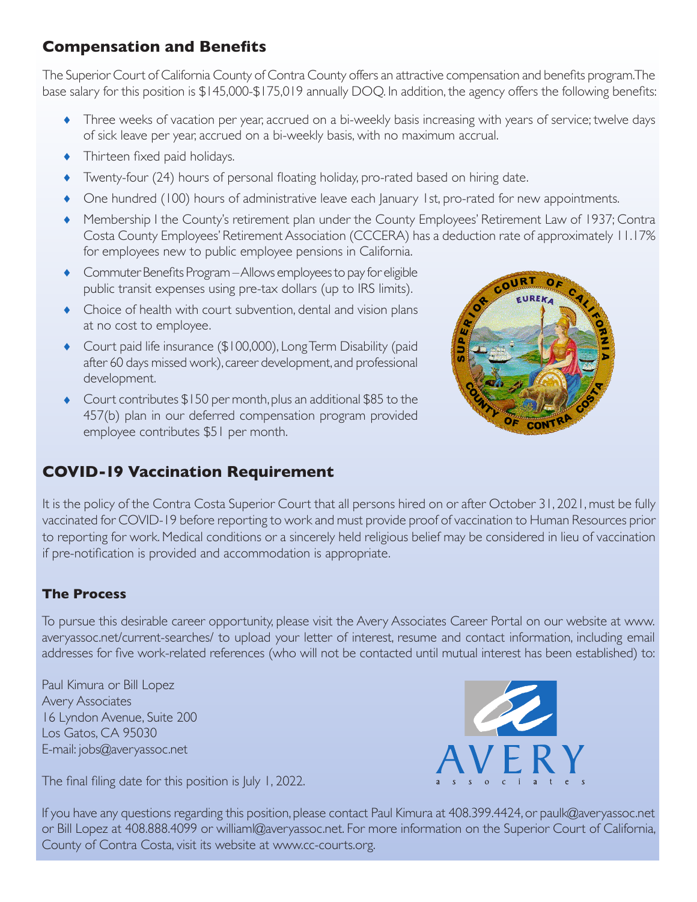## Compensation and Benefits

The Superior Court of California County of Contra County offers an attractive compensation and benefits program. The base salary for this position is $145,000-$175,019 annually DOQ. In addition, the agency offers the following benefits:

- Three weeks of vacation per year, accrued on a bi-weekly basis increasing with years of service; twelve days of sick leave per year, accrued on a bi-weekly basis, with no maximum accrual.
- Thirteen fixed paid holidays.
- Twenty-four (24) hours of personal floating holiday, pro-rated based on hiring date.
- One hundred (100) hours of administrative leave each January 1st, pro-rated for new appointments.
- Membership I the County's retirement plan under the County Employees' Retirement Law of 1937; Contra Costa County Employees' Retirement Association (CCCERA) has a deduction rate of approximately 11.17% for employees new to public employee pensions in California.
- Commuter Benefits Program – Allows employees to pay for eligible public transit expenses using pre-tax dollars (up to IRS limits).
- Choice of health with court subvention, dental and vision plans at no cost to employee.
- Court paid life insurance ($100,000), Long Term Disability (paid after 60 days missed work), career development, and professional development.
- Court contributes $150 per month, plus an additional $85 to the 457(b) plan in our deferred compensation program provided employee contributes $51 per month.

## COVID-19 Vaccination Requirement

It is the policy of the Contra Costa Superior Court that all persons hired on or after October 31, 2021, must be fully vaccinated for COVID-19 before reporting to work and must provide proof of vaccination to Human Resources prior to reporting for work. Medical conditions or a sincerely held religious belief may be considered in lieu of vaccination if pre-notification is provided and accommodation is appropriate.

### The Process

To pursue this desirable career opportunity, please visit the Avery Associates Career Portal on our website at www.averyassoc.net/current-searches/ to upload your letter of interest, resume and contact information, including email addresses for five work-related references (who will not be contacted until mutual interest has been established) to:

Paul Kimura or Bill Lopez
Avery Associates
16 Lyndon Avenue, Suite 200
Los Gatos, CA 95030
E-mail: jobs@averyassoc.net

The final filing date for this position is July 1, 2022.

If you have any questions regarding this position, please contact Paul Kimura at 408.399.4424, or paulk@averyassoc.net or Bill Lopez at 408.888.4099 or williaml@averyassoc.net. For more information on the Superior Court of California, County of Contra Costa, visit its website at www.cc-courts.org.